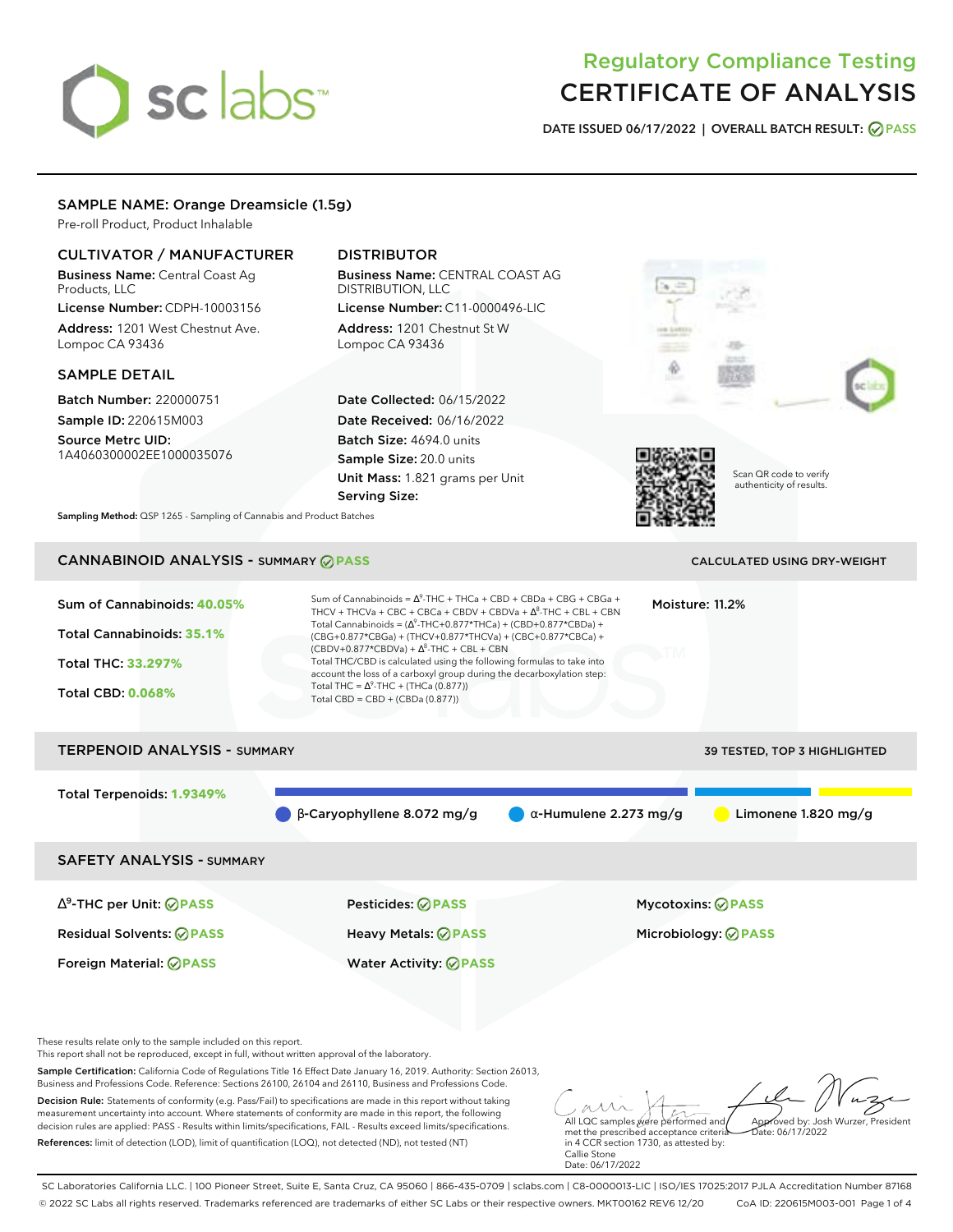# Regulatory Compliance Testing
# CERTIFICATE OF ANALYSIS

**DATE ISSUED 06/17/2022 | OVERALL BATCH RESULT: PASS**

## SAMPLE NAME: Orange Dreamsicle (1.5g)

Pre-roll Product, Product Inhalable

### CULTIVATOR / MANUFACTURER

**Business Name:** Central Coast Ag Products, LLC

**License Number:** CDPH-10003156

**Address:** 1201 West Chestnut Ave. Lompoc CA 93436

### DISTRIBUTOR

**Business Name:** CENTRAL COAST AG DISTRIBUTION, LLC

**License Number:** C11-0000496-LIC

**Address:** 1201 Chestnut St W Lompoc CA 93436

### SAMPLE DETAIL

**Batch Number:** 220000751

**Sample ID:** 220615M003

**Source Metrc UID:** 1A4060300002EE1000035076

**Date Collected:** 06/15/2022

**Date Received:** 06/16/2022

**Batch Size:** 4694.0 units

**Sample Size:** 20.0 units

**Unit Mass:** 1.821 grams per Unit

**Serving Size:**

Scan QR code to verify authenticity of results.

**Sampling Method:** QSP 1265 - Sampling of Cannabis and Product Batches

## CANNABINOID ANALYSIS - SUMMARY PASS

CALCULATED USING DRY-WEIGHT

**Sum of Cannabinoids: 40.05%**

**Total Cannabinoids: 35.1%**

**Total THC: 33.297%**

**Total CBD: 0.068%**

Sum of Cannabinoids = $\Delta^9$-THC + THCa + CBD + CBDa + CBG + CBGa + THCV + THCVa + CBC + CBCa + CBDV + CBDVa + $\Delta^8$-THC + CBL + CBN

Total Cannabinoids = ($\Delta^9$-THC+0.877*THCa) + (CBD+0.877*CBDa) + (CBG+0.877*CBGa) + (THCV+0.877*THCVa) + (CBC+0.877*CBCa) + (CBDV+0.877*CBDVa) + $\Delta^8$-THC + CBL + CBN

Total THC/CBD is calculated using the following formulas to take into account the loss of a carboxyl group during the decarboxylation step:

Total THC = $\Delta^9$-THC + (THCa (0.877))

Total CBD = CBD + (CBDa (0.877))

**Moisture:** 11.2%

## TERPENOID ANALYSIS - SUMMARY

39 TESTED, TOP 3 HIGHLIGHTED

**Total Terpenoids: 1.9349%**

- β-Caryophyllene 8.072 mg/g
- α-Humulene 2.273 mg/g
- Limonene 1.820 mg/g

## SAFETY ANALYSIS - SUMMARY

| | | |
|---|---|---|
| $\Delta^9$-THC per Unit: PASS | Pesticides: PASS | Mycotoxins: PASS |
| Residual Solvents: PASS | Heavy Metals: PASS | Microbiology: PASS |
| Foreign Material: PASS | Water Activity: PASS | |

These results relate only to the sample included on this report.

This report shall not be reproduced, except in full, without written approval of the laboratory.

**Sample Certification:** California Code of Regulations Title 16 Effect Date January 16, 2019. Authority: Section 26013, Business and Professions Code. Reference: Sections 26100, 26104 and 26110, Business and Professions Code.

**Decision Rule:** Statements of conformity (e.g. Pass/Fail) to specifications are made in this report without taking measurement uncertainty into account. Where statements of conformity are made in this report, the following decision rules are applied: PASS - Results within limits/specifications, FAIL - Results exceed limits/specifications.

**References:** limit of detection (LOD), limit of quantification (LOQ), not detected (ND), not tested (NT)

All LQC samples were performed and met the prescribed acceptance criteria in 4 CCR section 1730, as attested by: Callie Stone
Date: 06/17/2022

Approved by: Josh Wurzer, President
Date: 06/17/2022

SC Laboratories California LLC. | 100 Pioneer Street, Suite E, Santa Cruz, CA 95060 | 866-435-0709 | sclabs.com | C8-0000013-LIC | ISO/IES 17025:2017 PJLA Accreditation Number 87168

© 2022 SC Labs all rights reserved. Trademarks referenced are trademarks of either SC Labs or their respective owners. MKT00162 REV6 12/20 CoA ID: 220615M003-001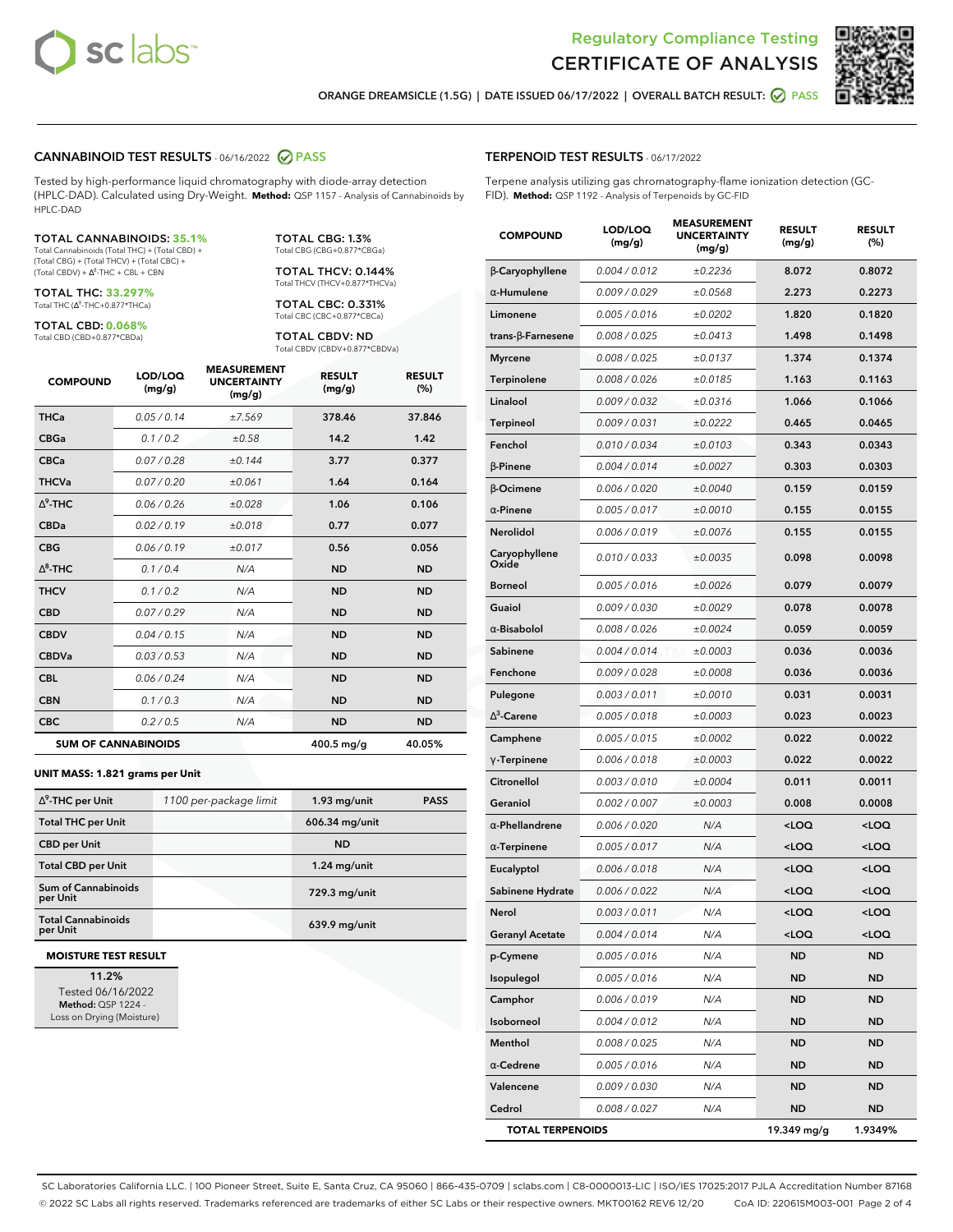Regulatory Compliance Testing

# CERTIFICATE OF ANALYSIS

ORANGE DREAMSICLE (1.5G) | DATE ISSUED 06/17/2022 | OVERALL BATCH RESULT: PASS

## CANNABINOID TEST RESULTS - 06/16/2022 PASS

Tested by high-performance liquid chromatography with diode-array detection (HPLC-DAD). Calculated using Dry-Weight. **Method:** QSP 1157 - Analysis of Cannabinoids by HPLC-DAD

**TOTAL CANNABINOIDS: 35.1%**
Total Cannabinoids (Total THC) + (Total CBD) + (Total CBG) + (Total THCV) + (Total CBC) + (Total CBDV) + $\Delta^8$-THC + CBL + CBN

**TOTAL THC: 33.297%**
Total THC ($\Delta^9$-THC+0.877*THCa)

**TOTAL CBD: 0.068%**
Total CBD (CBD+0.877*CBDa)

**TOTAL CBG: 1.3%**
Total CBG (CBG+0.877*CBGa)

**TOTAL THCV: 0.144%**
Total THCV (THCV+0.877*THCVa)

**TOTAL CBC: 0.331%**
Total CBC (CBC+0.877*CBCa)

**TOTAL CBDV: ND**
Total CBDV (CBDV+0.877*CBDVa)

| COMPOUND | LOD/LOQ (mg/g) | MEASUREMENT UNCERTAINTY (mg/g) | RESULT (mg/g) | RESULT (%) |
|---|---|---|---|---|
| THCa | 0.05 / 0.14 | ±7.569 | 378.46 | 37.846 |
| CBGa | 0.1 / 0.2 | ±0.58 | 14.2 | 1.42 |
| CBCa | 0.07 / 0.28 | ±0.144 | 3.77 | 0.377 |
| THCVa | 0.07 / 0.20 | ±0.061 | 1.64 | 0.164 |
| $\Delta^9$-THC | 0.06 / 0.26 | ±0.028 | 1.06 | 0.106 |
| CBDa | 0.02 / 0.19 | ±0.018 | 0.77 | 0.077 |
| CBG | 0.06 / 0.19 | ±0.017 | 0.56 | 0.056 |
| $\Delta^8$-THC | 0.1 / 0.4 | N/A | ND | ND |
| THCV | 0.1 / 0.2 | N/A | ND | ND |
| CBD | 0.07 / 0.29 | N/A | ND | ND |
| CBDV | 0.04 / 0.15 | N/A | ND | ND |
| CBDVa | 0.03 / 0.53 | N/A | ND | ND |
| CBL | 0.06 / 0.24 | N/A | ND | ND |
| CBN | 0.1 / 0.3 | N/A | ND | ND |
| CBC | 0.2 / 0.5 | N/A | ND | ND |
| **SUM OF CANNABINOIDS** | | | 400.5 mg/g | 40.05% |

**UNIT MASS: 1.821 grams per Unit**

| | | | |
|---|---|---|---|
| $\Delta^9$-THC per Unit | 1100 per-package limit | 1.93 mg/unit | PASS |
| Total THC per Unit | | 606.34 mg/unit | |
| CBD per Unit | | ND | |
| Total CBD per Unit | | 1.24 mg/unit | |
| Sum of Cannabinoids per Unit | | 729.3 mg/unit | |
| Total Cannabinoids per Unit | | 639.9 mg/unit | |

**MOISTURE TEST RESULT**

11.2%
Tested 06/16/2022
**Method:** QSP 1224 - Loss on Drying (Moisture)

## TERPENOID TEST RESULTS - 06/17/2022

Terpene analysis utilizing gas chromatography-flame ionization detection (GC-FID). **Method:** QSP 1192 - Analysis of Terpenoids by GC-FID

| COMPOUND | LOD/LOQ (mg/g) | MEASUREMENT UNCERTAINTY (mg/g) | RESULT (mg/g) | RESULT (%) |
|---|---|---|---|---|
| β-Caryophyllene | 0.004 / 0.012 | ±0.2236 | 8.072 | 0.8072 |
| α-Humulene | 0.009 / 0.029 | ±0.0568 | 2.273 | 0.2273 |
| Limonene | 0.005 / 0.016 | ±0.0202 | 1.820 | 0.1820 |
| trans-β-Farnesene | 0.008 / 0.025 | ±0.0413 | 1.498 | 0.1498 |
| Myrcene | 0.008 / 0.025 | ±0.0137 | 1.374 | 0.1374 |
| Terpinolene | 0.008 / 0.026 | ±0.0185 | 1.163 | 0.1163 |
| Linalool | 0.009 / 0.032 | ±0.0316 | 1.066 | 0.1066 |
| Terpineol | 0.009 / 0.031 | ±0.0222 | 0.465 | 0.0465 |
| Fenchol | 0.010 / 0.034 | ±0.0103 | 0.343 | 0.0343 |
| β-Pinene | 0.004 / 0.014 | ±0.0027 | 0.303 | 0.0303 |
| β-Ocimene | 0.006 / 0.020 | ±0.0040 | 0.159 | 0.0159 |
| α-Pinene | 0.005 / 0.017 | ±0.0010 | 0.155 | 0.0155 |
| Nerolidol | 0.006 / 0.019 | ±0.0076 | 0.155 | 0.0155 |
| Caryophyllene Oxide | 0.010 / 0.033 | ±0.0035 | 0.098 | 0.0098 |
| Borneol | 0.005 / 0.016 | ±0.0026 | 0.079 | 0.0079 |
| Guaiol | 0.009 / 0.030 | ±0.0029 | 0.078 | 0.0078 |
| α-Bisabolol | 0.008 / 0.026 | ±0.0024 | 0.059 | 0.0059 |
| Sabinene | 0.004 / 0.014 | ±0.0003 | 0.036 | 0.0036 |
| Fenchone | 0.009 / 0.028 | ±0.0008 | 0.036 | 0.0036 |
| Pulegone | 0.003 / 0.011 | ±0.0010 | 0.031 | 0.0031 |
| $\Delta^3$-Carene | 0.005 / 0.018 | ±0.0003 | 0.023 | 0.0023 |
| Camphene | 0.005 / 0.015 | ±0.0002 | 0.022 | 0.0022 |
| γ-Terpinene | 0.006 / 0.018 | ±0.0003 | 0.022 | 0.0022 |
| Citronellol | 0.003 / 0.010 | ±0.0004 | 0.011 | 0.0011 |
| Geraniol | 0.002 / 0.007 | ±0.0003 | 0.008 | 0.0008 |
| α-Phellandrene | 0.006 / 0.020 | N/A | <LOQ | <LOQ |
| α-Terpinene | 0.005 / 0.017 | N/A | <LOQ | <LOQ |
| Eucalyptol | 0.006 / 0.018 | N/A | <LOQ | <LOQ |
| Sabinene Hydrate | 0.006 / 0.022 | N/A | <LOQ | <LOQ |
| Nerol | 0.003 / 0.011 | N/A | <LOQ | <LOQ |
| Geranyl Acetate | 0.004 / 0.014 | N/A | <LOQ | <LOQ |
| p-Cymene | 0.005 / 0.016 | N/A | ND | ND |
| Isopulegol | 0.005 / 0.016 | N/A | ND | ND |
| Camphor | 0.006 / 0.019 | N/A | ND | ND |
| Isoborneol | 0.004 / 0.012 | N/A | ND | ND |
| Menthol | 0.008 / 0.025 | N/A | ND | ND |
| α-Cedrene | 0.005 / 0.016 | N/A | ND | ND |
| Valencene | 0.009 / 0.030 | N/A | ND | ND |
| Cedrol | 0.008 / 0.027 | N/A | ND | ND |
| **TOTAL TERPENOIDS** | | | 19.349 mg/g | 1.9349% |

SC Laboratories California LLC. | 100 Pioneer Street, Suite E, Santa Cruz, CA 95060 | 866-435-0709 | sclabs.com | C8-0000013-LIC | ISO/IES 17025:2017 PJLA Accreditation Number 87168
© 2022 SC Labs all rights reserved. Trademarks referenced are trademarks of either SC Labs or their respective owners. MKT00162 REV6 12/20 CoA ID: 220615M003-001